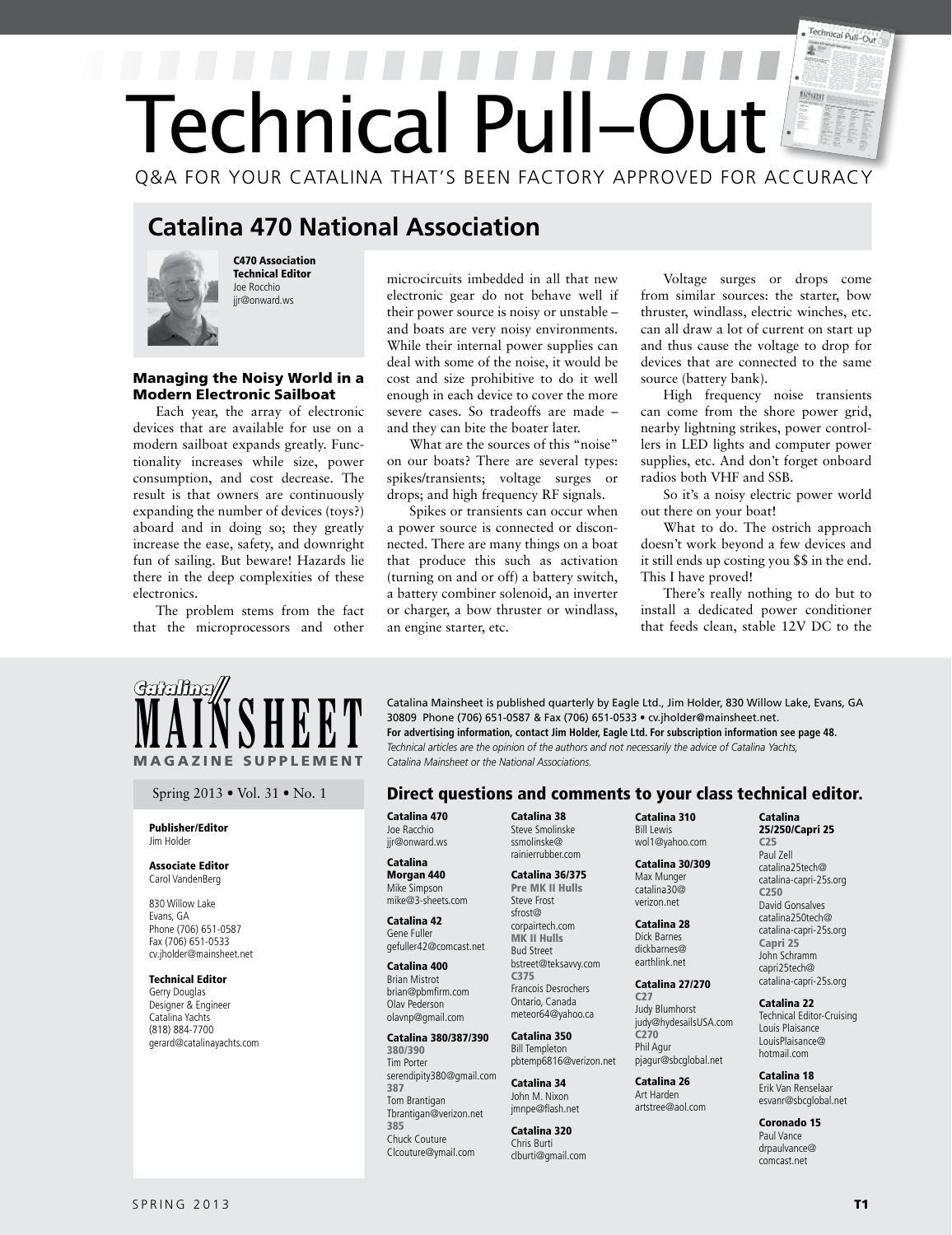# Technical Pull–Out

Q&A FOR YOUR CATALINA THAT'S BEEN FACTORY APPROVED FOR ACCURACY

## Catalina 470 National Association

**C470 Association Technical Editor**
Joe Rocchio
jjr@onward.ws

### Managing the Noisy World in a Modern Electronic Sailboat

Each year, the array of electronic devices that are available for use on a modern sailboat expands greatly. Functionality increases while size, power consumption, and cost decrease. The result is that owners are continuously expanding the number of devices (toys?) aboard and in doing so; they greatly increase the ease, safety, and downright fun of sailing. But beware! Hazards lie there in the deep complexities of these electronics.

The problem stems from the fact that the microprocessors and other microcircuits imbedded in all that new electronic gear do not behave well if their power source is noisy or unstable – and boats are very noisy environments. While their internal power supplies can deal with some of the noise, it would be cost and size prohibitive to do it well enough in each device to cover the more severe cases. So tradeoffs are made – and they can bite the boater later.

What are the sources of this "noise" on our boats? There are several types: spikes/transients; voltage surges or drops; and high frequency RF signals.

Spikes or transients can occur when a power source is connected or disconnected. There are many things on a boat that produce this such as activation (turning on and or off) a battery switch, a battery combiner solenoid, an inverter or charger, a bow thruster or windlass, an engine starter, etc.

Voltage surges or drops come from similar sources: the starter, bow thruster, windlass, electric winches, etc. can all draw a lot of current on start up and thus cause the voltage to drop for devices that are connected to the same source (battery bank).

High frequency noise transients can come from the shore power grid, nearby lightning strikes, power controllers in LED lights and computer power supplies, etc. And don't forget onboard radios both VHF and SSB.

So it's a noisy electric power world out there on your boat!

What to do. The ostrich approach doesn't work beyond a few devices and it still ends up costing you $$ in the end. This I have proved!

There's really nothing to do but to install a dedicated power conditioner that feeds clean, stable 12V DC to the

---

**Catalina MAINSHEET MAGAZINE SUPPLEMENT**

Spring 2013 • Vol. 31 • No. 1

**Publisher/Editor**
Jim Holder

**Associate Editor**
Carol VandenBerg

830 Willow Lake
Evans, GA
Phone (706) 651-0587
Fax (706) 651-0533
cv.jholder@mainsheet.net

**Technical Editor**
Gerry Douglas
Designer & Engineer
Catalina Yachts
(818) 884-7700
gerard@catalinayachts.com

Catalina Mainsheet is published quarterly by Eagle Ltd., Jim Holder, 830 Willow Lake, Evans, GA 30809 Phone (706) 651-0587 & Fax (706) 651-0533 • cv.jholder@mainsheet.net.
**For advertising information, contact Jim Holder, Eagle Ltd. For subscription information see page 48.**
*Technical articles are the opinion of the authors and not necessarily the advice of Catalina Yachts, Catalina Mainsheet or the National Associations.*

### Direct questions and comments to your class technical editor.

**Catalina 470**
Joe Racchio
jjr@onward.ws

**Catalina Morgan 440**
Mike Simpson
mike@3-sheets.com

**Catalina 42**
Gene Fuller
gefuller42@comcast.net

**Catalina 400**
Brian Mistrot
brian@pbmfirm.com
Olav Pederson
olavnp@gmail.com

**Catalina 380/387/390**
380/390
Tim Porter
serendipity380@gmail.com
387
Tom Brantigan
Tbrantigan@verizon.net
385
Chuck Couture
Clcouture@ymail.com

**Catalina 38**
Steve Smolinske
ssmolinske@rainierrubber.com

**Catalina 36/375**
Pre MK II Hulls
Steve Frost
sfrost@corpairtech.com
MK II Hulls
Bud Street
bstreet@teksavvy.com
C375
Francois Desrochers
Ontario, Canada
meteor64@yahoo.ca

**Catalina 350**
Bill Templeton
pbtemp6816@verizon.net

**Catalina 34**
John M. Nixon
jmnpe@flash.net

**Catalina 320**
Chris Burti
clburti@gmail.com

**Catalina 310**
Bill Lewis
wol1@yahoo.com

**Catalina 30/309**
Max Munger
catalina30@verizon.net

**Catalina 28**
Dick Barnes
dickbarnes@earthlink.net

**Catalina 27/270**
C27
Judy Blumhorst
judy@hydesailsUSA.com
C270
Phil Agur
pjagur@sbcglobal.net

**Catalina 26**
Art Harden
artstree@aol.com

**Catalina 25/250/Capri 25**
C25
Paul Zell
catalina25tech@catalina-capri-25s.org
C250
David Gonsalves
catalina250tech@catalina-capri-25s.org
Capri 25
John Schramm
capri25tech@catalina-capri-25s.org

**Catalina 22**
Technical Editor-Cruising
Louis Plaisance
LouisPlaisance@hotmail.com

**Catalina 18**
Erik Van Renselaar
esvanr@sbcglobal.net

**Coronado 15**
Paul Vance
drpaulvance@comcast.net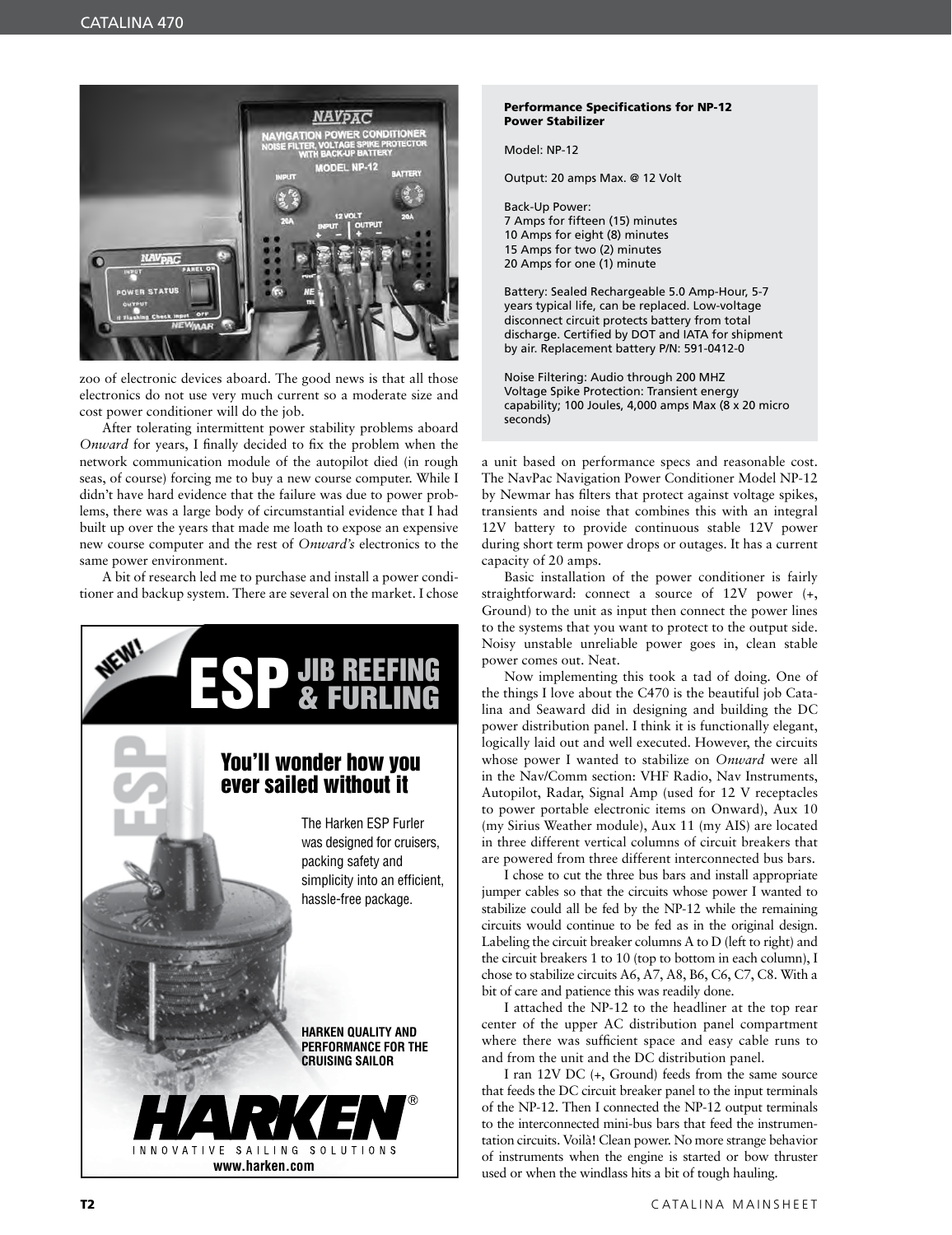zoo of electronic devices aboard. The good news is that all those electronics do not use very much current so a moderate size and cost power conditioner will do the job.

After tolerating intermittent power stability problems aboard *Onward* for years, I finally decided to fix the problem when the network communication module of the autopilot died (in rough seas, of course) forcing me to buy a new course computer. While I didn't have hard evidence that the failure was due to power problems, there was a large body of circumstantial evidence that I had built up over the years that made me loath to expose an expensive new course computer and the rest of *Onward's* electronics to the same power environment.

A bit of research led me to purchase and install a power conditioner and backup system. There are several on the market. I chose a unit based on performance specs and reasonable cost. The NavPac Navigation Power Conditioner Model NP-12 by Newmar has filters that protect against voltage spikes, transients and noise that combines this with an integral 12V battery to provide continuous stable 12V power during short term power drops or outages. It has a current capacity of 20 amps.

**Performance Specifications for NP-12 Power Stabilizer**

Model: NP-12

Output: 20 amps Max. @ 12 Volt

Back-Up Power:
7 Amps for fifteen (15) minutes
10 Amps for eight (8) minutes
15 Amps for two (2) minutes
20 Amps for one (1) minute

Battery: Sealed Rechargeable 5.0 Amp-Hour, 5-7 years typical life, can be replaced. Low-voltage disconnect circuit protects battery from total discharge. Certified by DOT and IATA for shipment by air. Replacement battery P/N: 591-0412-0

Noise Filtering: Audio through 200 MHZ
Voltage Spike Protection: Transient energy capability; 100 Joules, 4,000 amps Max (8 x 20 micro seconds)

Basic installation of the power conditioner is fairly straightforward: connect a source of 12V power (+, Ground) to the unit as input then connect the power lines to the systems that you want to protect to the output side. Noisy unstable unreliable power goes in, clean stable power comes out. Neat.

Now implementing this took a tad of doing. One of the things I love about the C470 is the beautiful job Catalina and Seaward did in designing and building the DC power distribution panel. I think it is functionally elegant, logically laid out and well executed. However, the circuits whose power I wanted to stabilize on *Onward* were all in the Nav/Comm section: VHF Radio, Nav Instruments, Autopilot, Radar, Signal Amp (used for 12 V receptacles to power portable electronic items on Onward), Aux 10 (my Sirius Weather module), Aux 11 (my AIS) are located in three different vertical columns of circuit breakers that are powered from three different interconnected bus bars.

I chose to cut the three bus bars and install appropriate jumper cables so that the circuits whose power I wanted to stabilize could all be fed by the NP-12 while the remaining circuits would continue to be fed as in the original design. Labeling the circuit breaker columns A to D (left to right) and the circuit breakers 1 to 10 (top to bottom in each column), I chose to stabilize circuits A6, A7, A8, B6, C6, C7, C8. With a bit of care and patience this was readily done.

I attached the NP-12 to the headliner at the top rear center of the upper AC distribution panel compartment where there was sufficient space and easy cable runs to and from the unit and the DC distribution panel.

I ran 12V DC (+, Ground) feeds from the same source that feeds the DC circuit breaker panel to the input terminals of the NP-12. Then I connected the NP-12 output terminals to the interconnected mini-bus bars that feed the instrumentation circuits. Voilà! Clean power. No more strange behavior of instruments when the engine is started or bow thruster used or when the windlass hits a bit of tough hauling.

**NEW!**

**ESP JIB REEFING & FURLING**

**You'll wonder how you ever sailed without it**

The Harken ESP Furler was designed for cruisers, packing safety and simplicity into an efficient, hassle-free package.

**HARKEN QUALITY AND PERFORMANCE FOR THE CRUISING SAILOR**

HARKEN® INNOVATIVE SAILING SOLUTIONS

www.harken.com